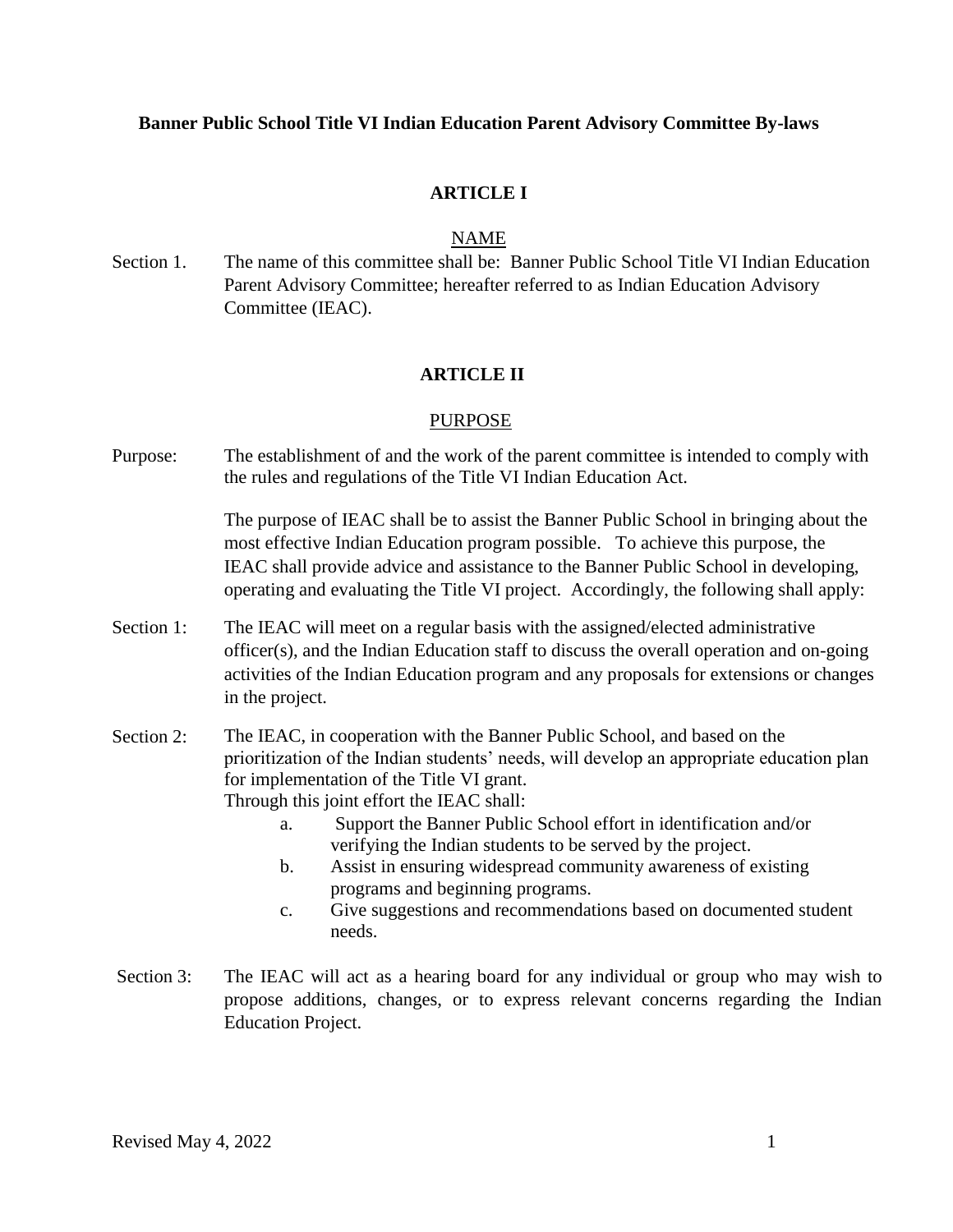**Banner Public School Title VI Indian Education Parent Advisory Committee By-laws**

## ARTICLE I

### NAME

Section 1. The name of this committee shall be: Banner Public School Title VI Indian Education Parent Advisory Committee; hereafter referred to as Indian Education Advisory Committee (IEAC).

## ARTICLE II

### PURPOSE

Purpose: The establishment of and the work of the parent committee is intended to comply with the rules and regulations of the Title VI Indian Education Act.

The purpose of IEAC shall be to assist the Banner Public School in bringing about the most effective Indian Education program possible. To achieve this purpose, the IEAC shall provide advice and assistance to the Banner Public School in developing, operating and evaluating the Title VI project. Accordingly, the following shall apply:

Section 1: The IEAC will meet on a regular basis with the assigned/elected administrative officer(s), and the Indian Education staff to discuss the overall operation and on-going activities of the Indian Education program and any proposals for extensions or changes in the project.

Section 2: The IEAC, in cooperation with the Banner Public School, and based on the prioritization of the Indian students' needs, will develop an appropriate education plan for implementation of the Title VI grant.
Through this joint effort the IEAC shall:

a. Support the Banner Public School effort in identification and/or verifying the Indian students to be served by the project.
b. Assist in ensuring widespread community awareness of existing programs and beginning programs.
c. Give suggestions and recommendations based on documented student needs.

Section 3: The IEAC will act as a hearing board for any individual or group who may wish to propose additions, changes, or to express relevant concerns regarding the Indian Education Project.

Revised May 4, 2022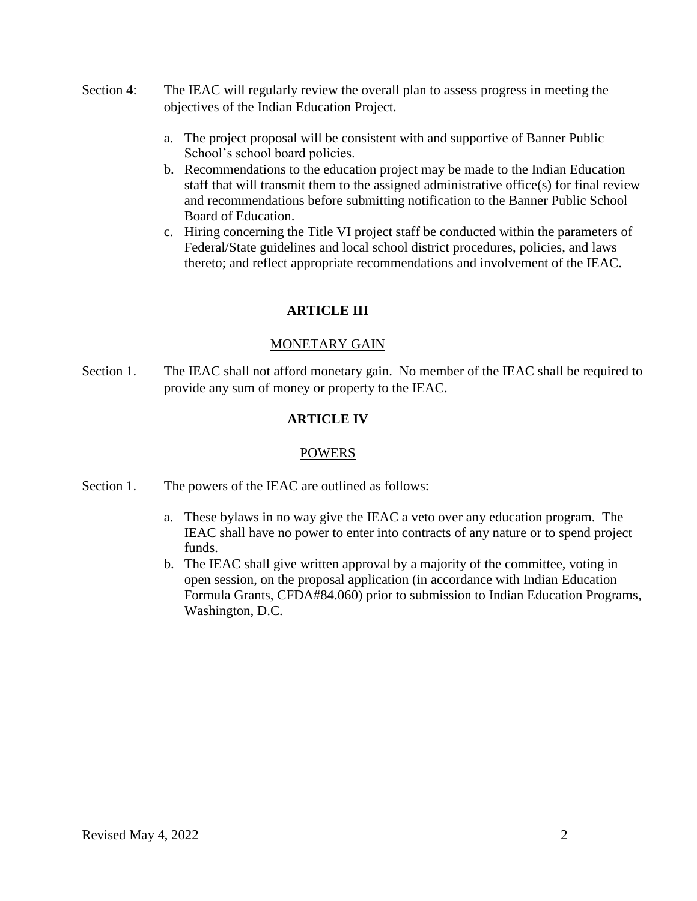Section 4: The IEAC will regularly review the overall plan to assess progress in meeting the objectives of the Indian Education Project.

a. The project proposal will be consistent with and supportive of Banner Public School's school board policies.
b. Recommendations to the education project may be made to the Indian Education staff that will transmit them to the assigned administrative office(s) for final review and recommendations before submitting notification to the Banner Public School Board of Education.
c. Hiring concerning the Title VI project staff be conducted within the parameters of Federal/State guidelines and local school district procedures, policies, and laws thereto; and reflect appropriate recommendations and involvement of the IEAC.

## ARTICLE III

### MONETARY GAIN

Section 1. The IEAC shall not afford monetary gain. No member of the IEAC shall be required to provide any sum of money or property to the IEAC.

## ARTICLE IV

### POWERS

Section 1. The powers of the IEAC are outlined as follows:

a. These bylaws in no way give the IEAC a veto over any education program. The IEAC shall have no power to enter into contracts of any nature or to spend project funds.
b. The IEAC shall give written approval by a majority of the committee, voting in open session, on the proposal application (in accordance with Indian Education Formula Grants, CFDA#84.060) prior to submission to Indian Education Programs, Washington, D.C.

Revised May 4, 2022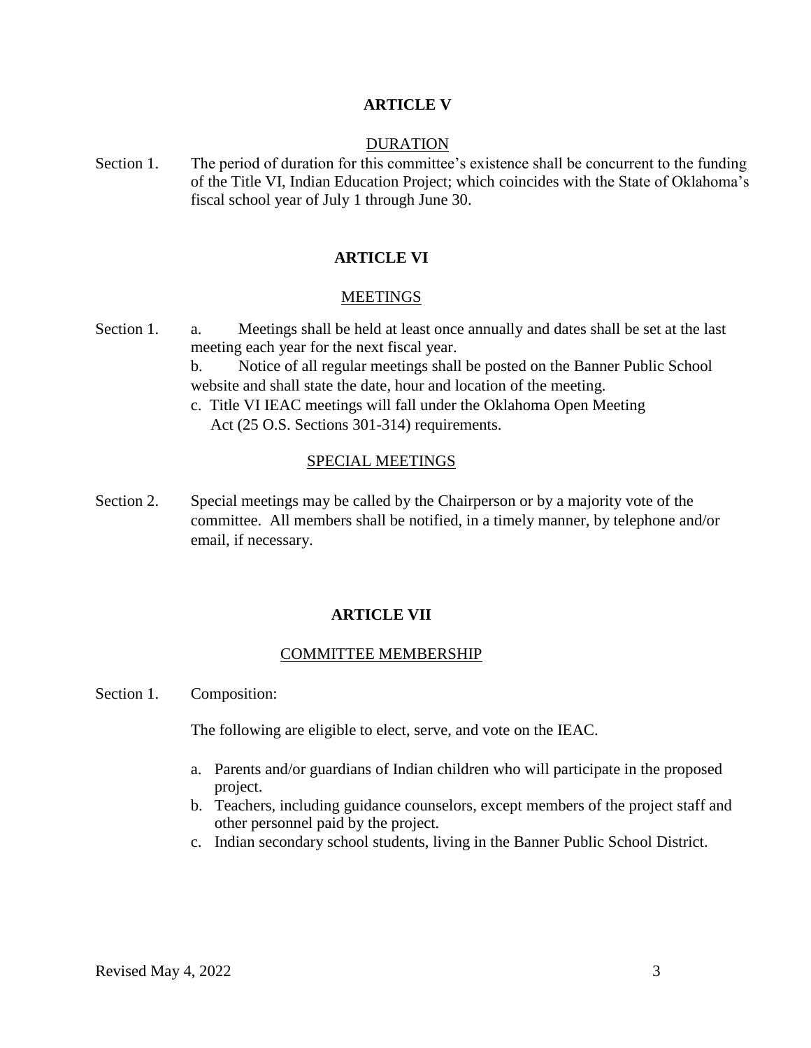## ARTICLE V

### DURATION

Section 1. The period of duration for this committee's existence shall be concurrent to the funding of the Title VI, Indian Education Project; which coincides with the State of Oklahoma's fiscal school year of July 1 through June 30.

## ARTICLE VI

### MEETINGS

Section 1. a. Meetings shall be held at least once annually and dates shall be set at the last meeting each year for the next fiscal year.

b. Notice of all regular meetings shall be posted on the Banner Public School website and shall state the date, hour and location of the meeting.

c. Title VI IEAC meetings will fall under the Oklahoma Open Meeting Act (25 O.S. Sections 301-314) requirements.

### SPECIAL MEETINGS

Section 2. Special meetings may be called by the Chairperson or by a majority vote of the committee. All members shall be notified, in a timely manner, by telephone and/or email, if necessary.

## ARTICLE VII

### COMMITTEE MEMBERSHIP

Section 1. Composition:

The following are eligible to elect, serve, and vote on the IEAC.

a. Parents and/or guardians of Indian children who will participate in the proposed project.
b. Teachers, including guidance counselors, except members of the project staff and other personnel paid by the project.
c. Indian secondary school students, living in the Banner Public School District.

Revised May 4, 2022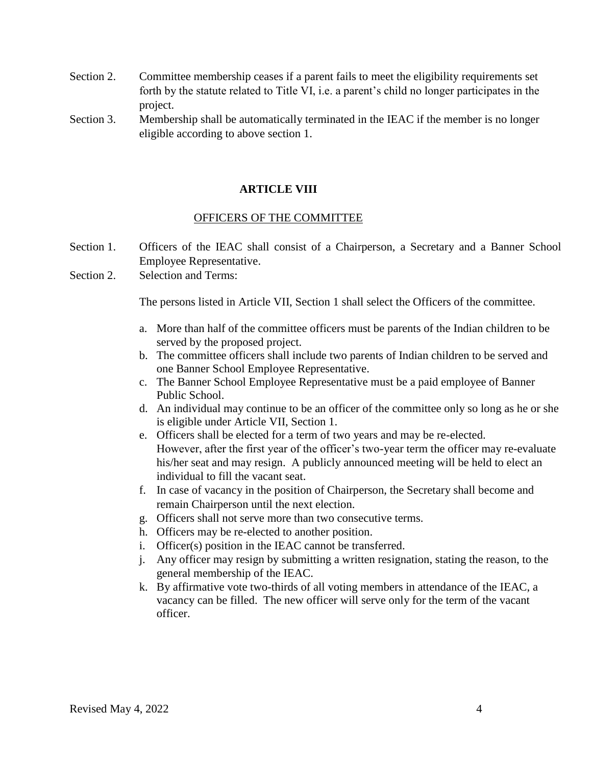Section 2. Committee membership ceases if a parent fails to meet the eligibility requirements set forth by the statute related to Title VI, i.e. a parent's child no longer participates in the project.

Section 3. Membership shall be automatically terminated in the IEAC if the member is no longer eligible according to above section 1.

## ARTICLE VIII

### OFFICERS OF THE COMMITTEE

Section 1. Officers of the IEAC shall consist of a Chairperson, a Secretary and a Banner School Employee Representative.

Section 2. Selection and Terms:

The persons listed in Article VII, Section 1 shall select the Officers of the committee.

a. More than half of the committee officers must be parents of the Indian children to be served by the proposed project.
b. The committee officers shall include two parents of Indian children to be served and one Banner School Employee Representative.
c. The Banner School Employee Representative must be a paid employee of Banner Public School.
d. An individual may continue to be an officer of the committee only so long as he or she is eligible under Article VII, Section 1.
e. Officers shall be elected for a term of two years and may be re-elected. However, after the first year of the officer's two-year term the officer may re-evaluate his/her seat and may resign. A publicly announced meeting will be held to elect an individual to fill the vacant seat.
f. In case of vacancy in the position of Chairperson, the Secretary shall become and remain Chairperson until the next election.
g. Officers shall not serve more than two consecutive terms.
h. Officers may be re-elected to another position.
i. Officer(s) position in the IEAC cannot be transferred.
j. Any officer may resign by submitting a written resignation, stating the reason, to the general membership of the IEAC.
k. By affirmative vote two-thirds of all voting members in attendance of the IEAC, a vacancy can be filled. The new officer will serve only for the term of the vacant officer.

Revised May 4, 2022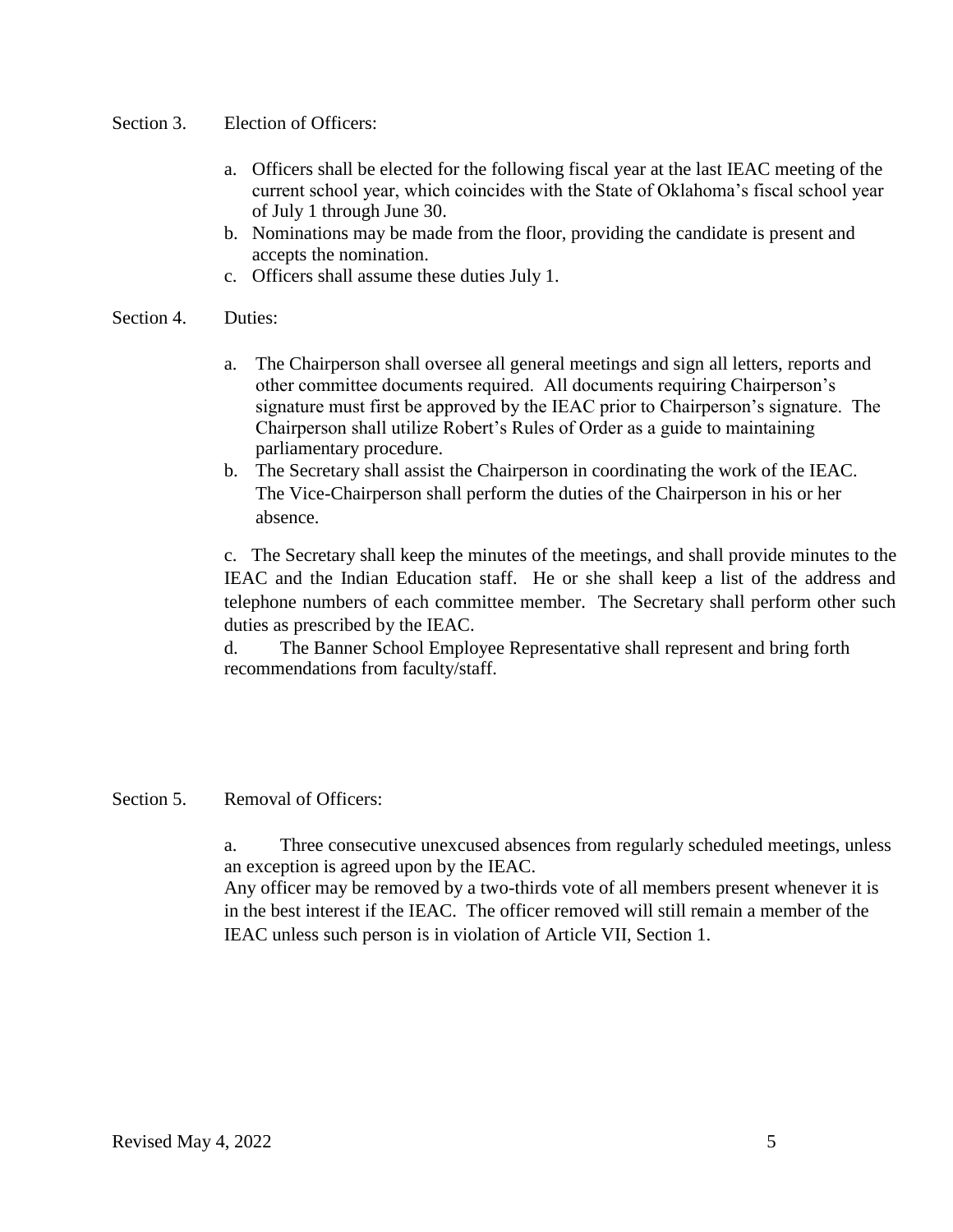Section 3. Election of Officers:

a. Officers shall be elected for the following fiscal year at the last IEAC meeting of the current school year, which coincides with the State of Oklahoma's fiscal school year of July 1 through June 30.
b. Nominations may be made from the floor, providing the candidate is present and accepts the nomination.
c. Officers shall assume these duties July 1.

Section 4. Duties:

a. The Chairperson shall oversee all general meetings and sign all letters, reports and other committee documents required. All documents requiring Chairperson's signature must first be approved by the IEAC prior to Chairperson's signature. The Chairperson shall utilize Robert's Rules of Order as a guide to maintaining parliamentary procedure.
b. The Secretary shall assist the Chairperson in coordinating the work of the IEAC. The Vice-Chairperson shall perform the duties of the Chairperson in his or her absence.

c. The Secretary shall keep the minutes of the meetings, and shall provide minutes to the IEAC and the Indian Education staff. He or she shall keep a list of the address and telephone numbers of each committee member. The Secretary shall perform other such duties as prescribed by the IEAC.

d. The Banner School Employee Representative shall represent and bring forth recommendations from faculty/staff.

Section 5. Removal of Officers:

a. Three consecutive unexcused absences from regularly scheduled meetings, unless an exception is agreed upon by the IEAC.

Any officer may be removed by a two-thirds vote of all members present whenever it is in the best interest if the IEAC. The officer removed will still remain a member of the IEAC unless such person is in violation of Article VII, Section 1.

Revised May 4, 2022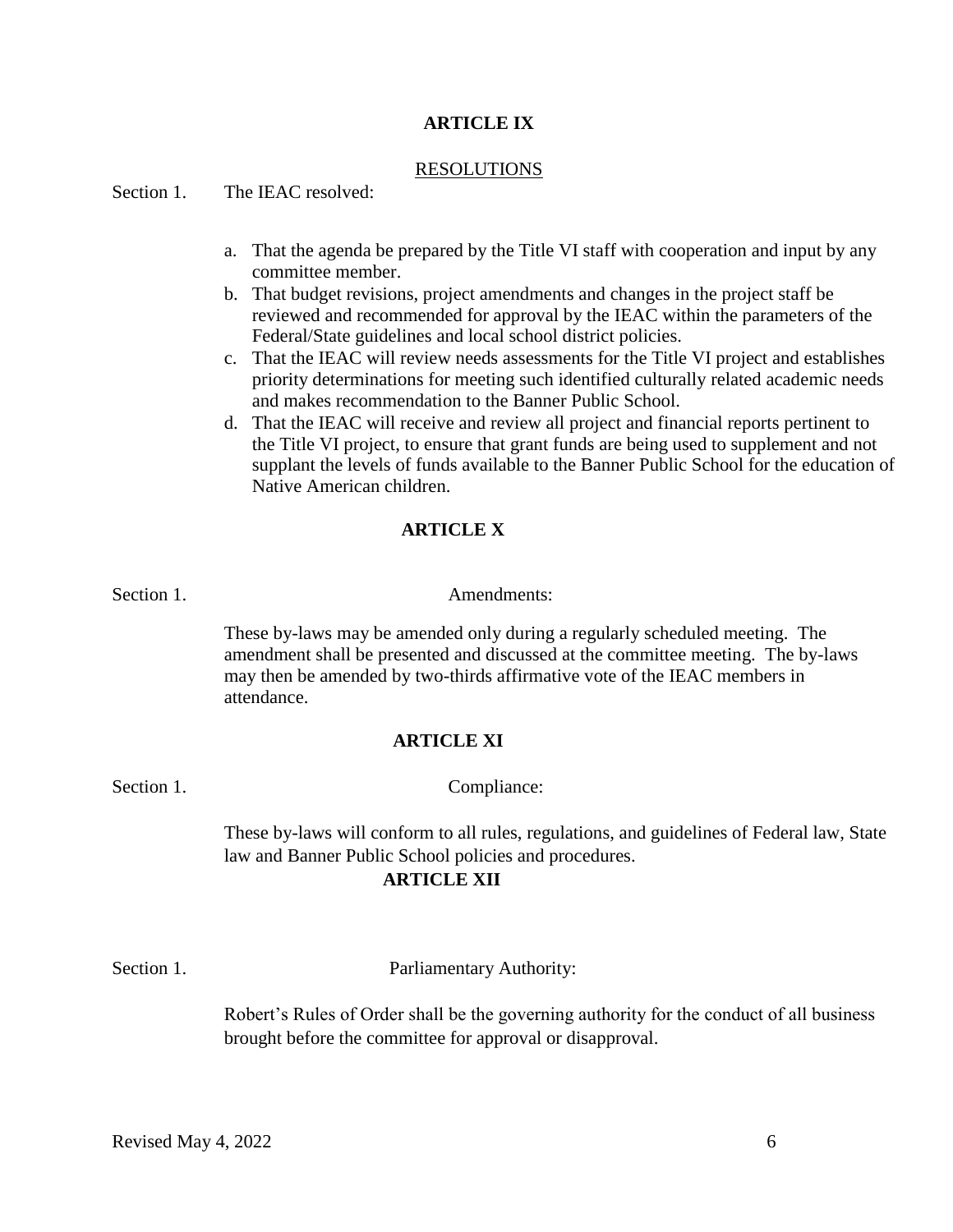## ARTICLE IX

RESOLUTIONS

Section 1. The IEAC resolved:

a. That the agenda be prepared by the Title VI staff with cooperation and input by any committee member.
b. That budget revisions, project amendments and changes in the project staff be reviewed and recommended for approval by the IEAC within the parameters of the Federal/State guidelines and local school district policies.
c. That the IEAC will review needs assessments for the Title VI project and establishes priority determinations for meeting such identified culturally related academic needs and makes recommendation to the Banner Public School.
d. That the IEAC will receive and review all project and financial reports pertinent to the Title VI project, to ensure that grant funds are being used to supplement and not supplant the levels of funds available to the Banner Public School for the education of Native American children.

## ARTICLE X

Section 1. Amendments:

These by-laws may be amended only during a regularly scheduled meeting. The amendment shall be presented and discussed at the committee meeting. The by-laws may then be amended by two-thirds affirmative vote of the IEAC members in attendance.

## ARTICLE XI

Section 1. Compliance:

These by-laws will conform to all rules, regulations, and guidelines of Federal law, State law and Banner Public School policies and procedures.

## ARTICLE XII

Section 1. Parliamentary Authority:

Robert's Rules of Order shall be the governing authority for the conduct of all business brought before the committee for approval or disapproval.

Revised May 4, 2022